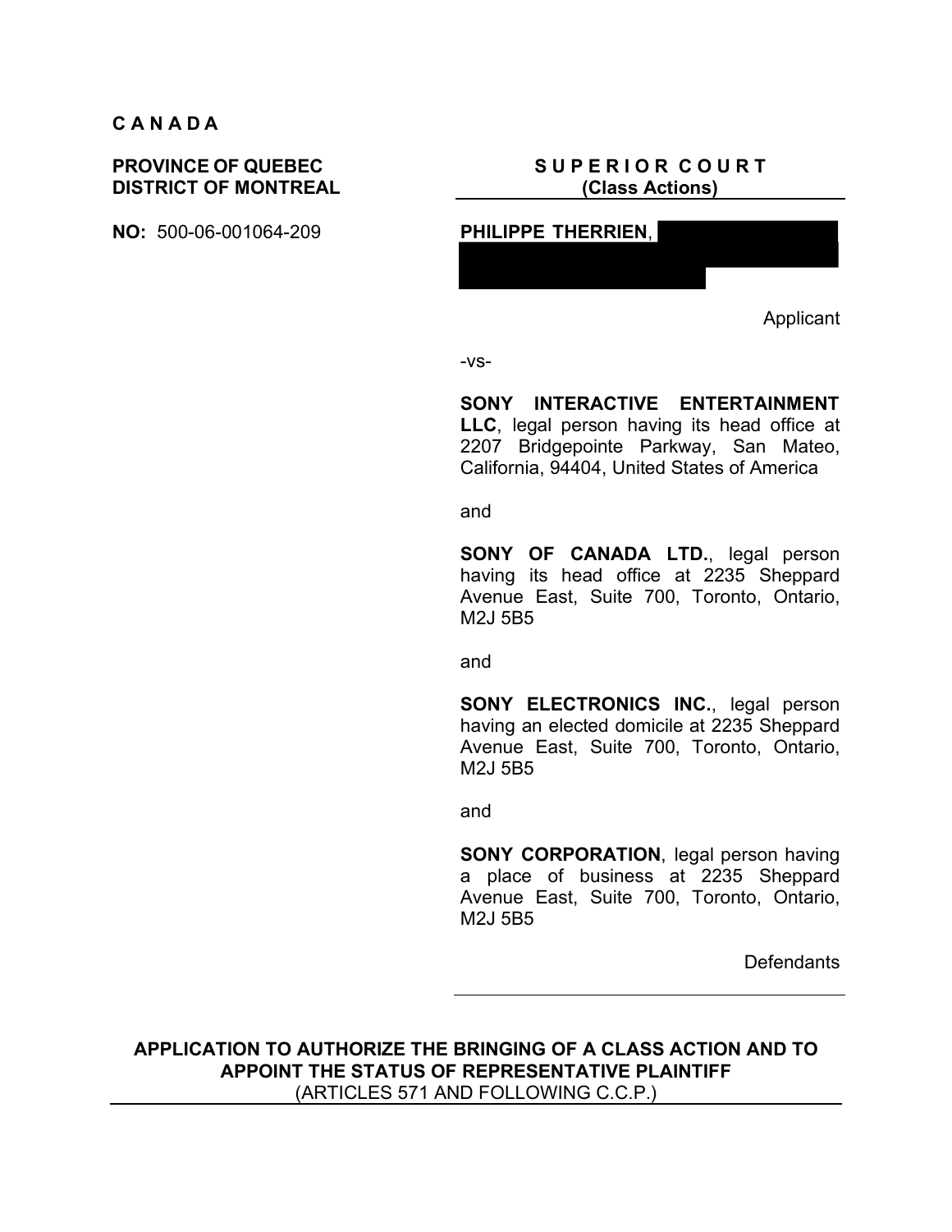**C A N A D A**

**PROVINCE OF QUEBEC**
**DISTRICT OF MONTREAL**

**NO:** 500-06-001064-209

**S U P E R I O R C O U R T**
**(Class Actions)**

---

**PHILIPPE THERRIEN**, [redacted]

Applicant

-vs-

**SONY INTERACTIVE ENTERTAINMENT LLC**, legal person having its head office at 2207 Bridgepointe Parkway, San Mateo, California, 94404, United States of America

and

**SONY OF CANADA LTD.**, legal person having its head office at 2235 Sheppard Avenue East, Suite 700, Toronto, Ontario, M2J 5B5

and

**SONY ELECTRONICS INC.**, legal person having an elected domicile at 2235 Sheppard Avenue East, Suite 700, Toronto, Ontario, M2J 5B5

and

**SONY CORPORATION**, legal person having a place of business at 2235 Sheppard Avenue East, Suite 700, Toronto, Ontario, M2J 5B5

Defendants

---

**APPLICATION TO AUTHORIZE THE BRINGING OF A CLASS ACTION AND TO APPOINT THE STATUS OF REPRESENTATIVE PLAINTIFF**
(ARTICLES 571 AND FOLLOWING C.C.P.)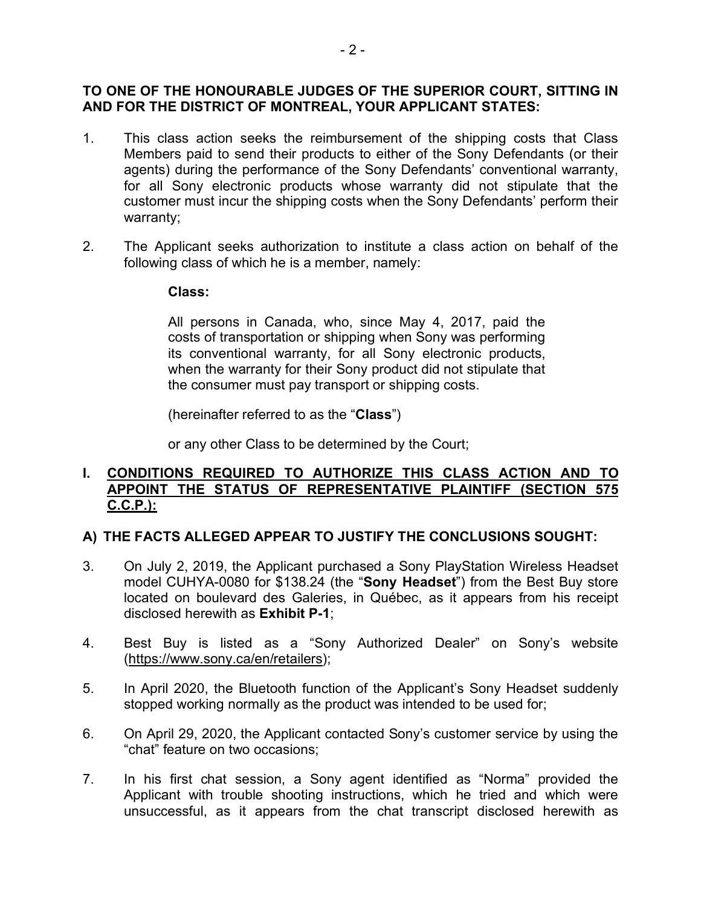**TO ONE OF THE HONOURABLE JUDGES OF THE SUPERIOR COURT, SITTING IN AND FOR THE DISTRICT OF MONTREAL, YOUR APPLICANT STATES:**

1. This class action seeks the reimbursement of the shipping costs that Class Members paid to send their products to either of the Sony Defendants (or their agents) during the performance of the Sony Defendants' conventional warranty, for all Sony electronic products whose warranty did not stipulate that the customer must incur the shipping costs when the Sony Defendants' perform their warranty;

2. The Applicant seeks authorization to institute a class action on behalf of the following class of which he is a member, namely:

    **Class:**

    All persons in Canada, who, since May 4, 2017, paid the costs of transportation or shipping when Sony was performing its conventional warranty, for all Sony electronic products, when the warranty for their Sony product did not stipulate that the consumer must pay transport or shipping costs.

    (hereinafter referred to as the "**Class**")

    or any other Class to be determined by the Court;

## I. CONDITIONS REQUIRED TO AUTHORIZE THIS CLASS ACTION AND TO APPOINT THE STATUS OF REPRESENTATIVE PLAINTIFF (SECTION 575 C.C.P.):

### A) THE FACTS ALLEGED APPEAR TO JUSTIFY THE CONCLUSIONS SOUGHT:

3. On July 2, 2019, the Applicant purchased a Sony PlayStation Wireless Headset model CUHYA-0080 for $138.24 (the "**Sony Headset**") from the Best Buy store located on boulevard des Galeries, in Québec, as it appears from his receipt disclosed herewith as **Exhibit P-1**;

4. Best Buy is listed as a "Sony Authorized Dealer" on Sony's website (https://www.sony.ca/en/retailers);

5. In April 2020, the Bluetooth function of the Applicant's Sony Headset suddenly stopped working normally as the product was intended to be used for;

6. On April 29, 2020, the Applicant contacted Sony's customer service by using the "chat" feature on two occasions;

7. In his first chat session, a Sony agent identified as "Norma" provided the Applicant with trouble shooting instructions, which he tried and which were unsuccessful, as it appears from the chat transcript disclosed herewith as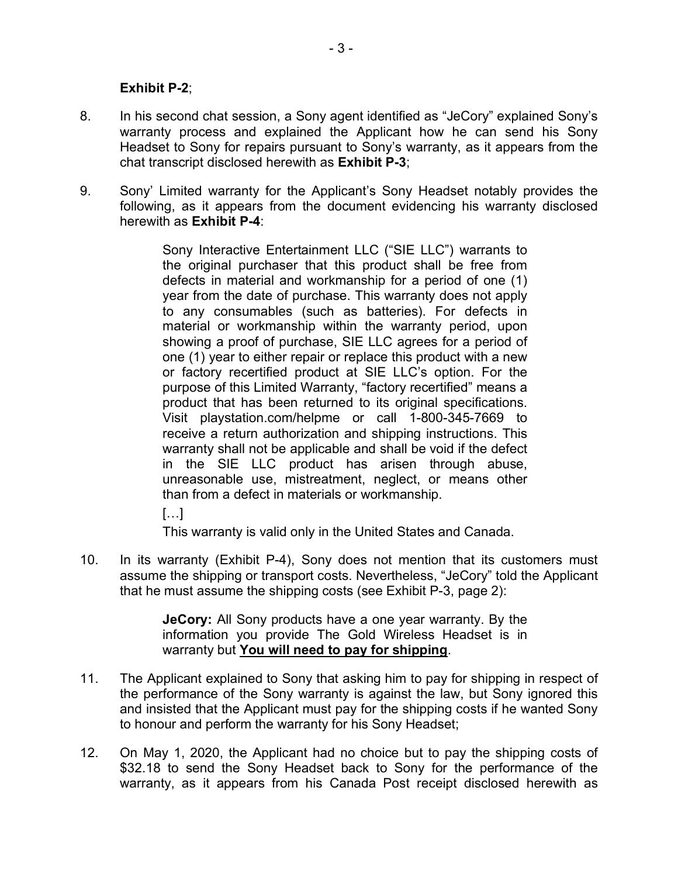**Exhibit P-2**;

8. In his second chat session, a Sony agent identified as "JeCory" explained Sony's warranty process and explained the Applicant how he can send his Sony Headset to Sony for repairs pursuant to Sony's warranty, as it appears from the chat transcript disclosed herewith as **Exhibit P-3**;

9. Sony' Limited warranty for the Applicant's Sony Headset notably provides the following, as it appears from the document evidencing his warranty disclosed herewith as **Exhibit P-4**:

> Sony Interactive Entertainment LLC ("SIE LLC") warrants to the original purchaser that this product shall be free from defects in material and workmanship for a period of one (1) year from the date of purchase. This warranty does not apply to any consumables (such as batteries). For defects in material or workmanship within the warranty period, upon showing a proof of purchase, SIE LLC agrees for a period of one (1) year to either repair or replace this product with a new or factory recertified product at SIE LLC's option. For the purpose of this Limited Warranty, "factory recertified" means a product that has been returned to its original specifications. Visit playstation.com/helpme or call 1-800-345-7669 to receive a return authorization and shipping instructions. This warranty shall not be applicable and shall be void if the defect in the SIE LLC product has arisen through abuse, unreasonable use, mistreatment, neglect, or means other than from a defect in materials or workmanship.
>
> […]
>
> This warranty is valid only in the United States and Canada.

10. In its warranty (Exhibit P-4), Sony does not mention that its customers must assume the shipping or transport costs. Nevertheless, "JeCory" told the Applicant that he must assume the shipping costs (see Exhibit P-3, page 2):

> **JeCory:** All Sony products have a one year warranty. By the information you provide The Gold Wireless Headset is in warranty but **<u>You will need to pay for shipping</u>**.

11. The Applicant explained to Sony that asking him to pay for shipping in respect of the performance of the Sony warranty is against the law, but Sony ignored this and insisted that the Applicant must pay for the shipping costs if he wanted Sony to honour and perform the warranty for his Sony Headset;

12. On May 1, 2020, the Applicant had no choice but to pay the shipping costs of $32.18 to send the Sony Headset back to Sony for the performance of the warranty, as it appears from his Canada Post receipt disclosed herewith as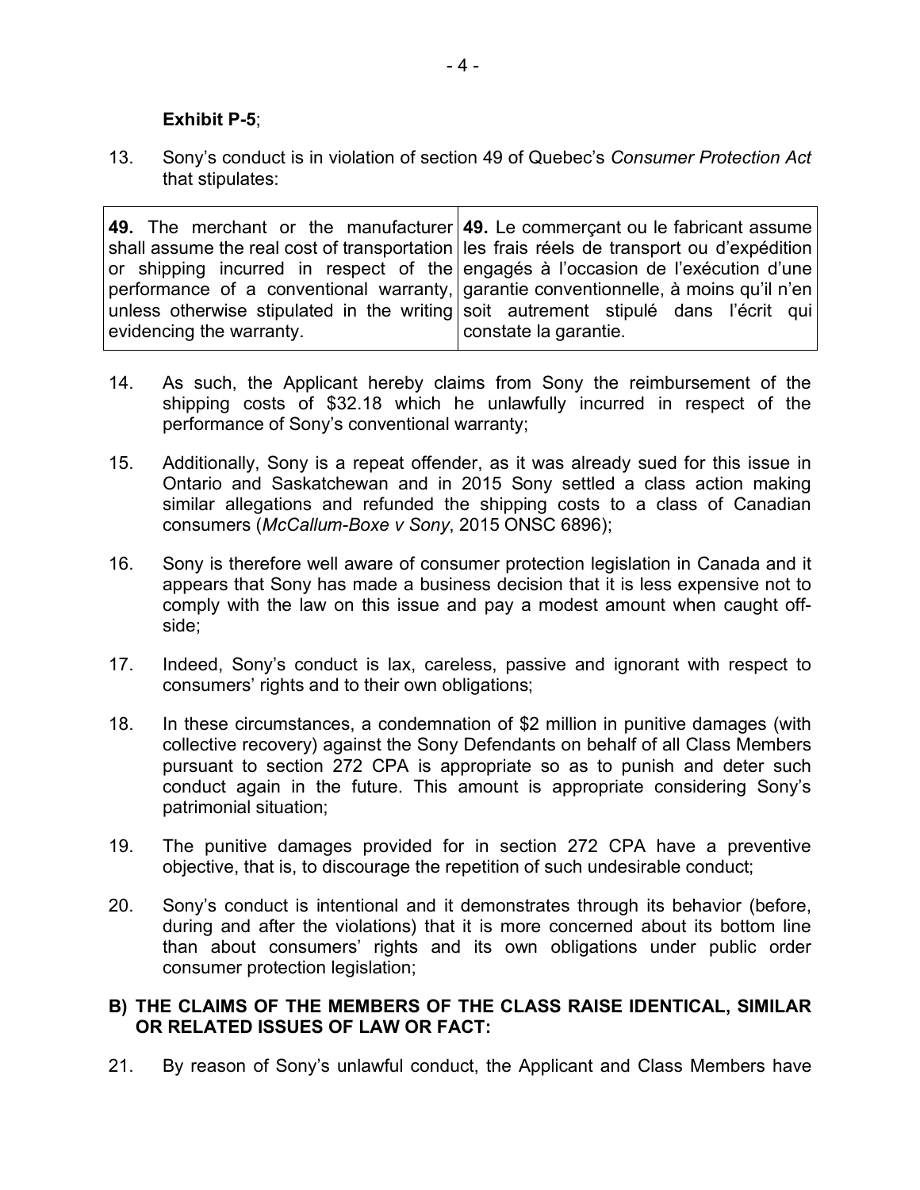**Exhibit P-5**;

13. Sony's conduct is in violation of section 49 of Quebec's *Consumer Protection Act* that stipulates:

| **49.** The merchant or the manufacturer shall assume the real cost of transportation or shipping incurred in respect of the performance of a conventional warranty, unless otherwise stipulated in the writing evidencing the warranty. | **49.** Le commerçant ou le fabricant assume les frais réels de transport ou d'expédition engagés à l'occasion de l'exécution d'une garantie conventionnelle, à moins qu'il n'en soit autrement stipulé dans l'écrit qui constate la garantie. |
|---|---|

14. As such, the Applicant hereby claims from Sony the reimbursement of the shipping costs of $32.18 which he unlawfully incurred in respect of the performance of Sony's conventional warranty;

15. Additionally, Sony is a repeat offender, as it was already sued for this issue in Ontario and Saskatchewan and in 2015 Sony settled a class action making similar allegations and refunded the shipping costs to a class of Canadian consumers (*McCallum-Boxe v Sony*, 2015 ONSC 6896);

16. Sony is therefore well aware of consumer protection legislation in Canada and it appears that Sony has made a business decision that it is less expensive not to comply with the law on this issue and pay a modest amount when caught off-side;

17. Indeed, Sony's conduct is lax, careless, passive and ignorant with respect to consumers' rights and to their own obligations;

18. In these circumstances, a condemnation of $2 million in punitive damages (with collective recovery) against the Sony Defendants on behalf of all Class Members pursuant to section 272 CPA is appropriate so as to punish and deter such conduct again in the future. This amount is appropriate considering Sony's patrimonial situation;

19. The punitive damages provided for in section 272 CPA have a preventive objective, that is, to discourage the repetition of such undesirable conduct;

20. Sony's conduct is intentional and it demonstrates through its behavior (before, during and after the violations) that it is more concerned about its bottom line than about consumers' rights and its own obligations under public order consumer protection legislation;

### B) THE CLAIMS OF THE MEMBERS OF THE CLASS RAISE IDENTICAL, SIMILAR OR RELATED ISSUES OF LAW OR FACT:

21. By reason of Sony's unlawful conduct, the Applicant and Class Members have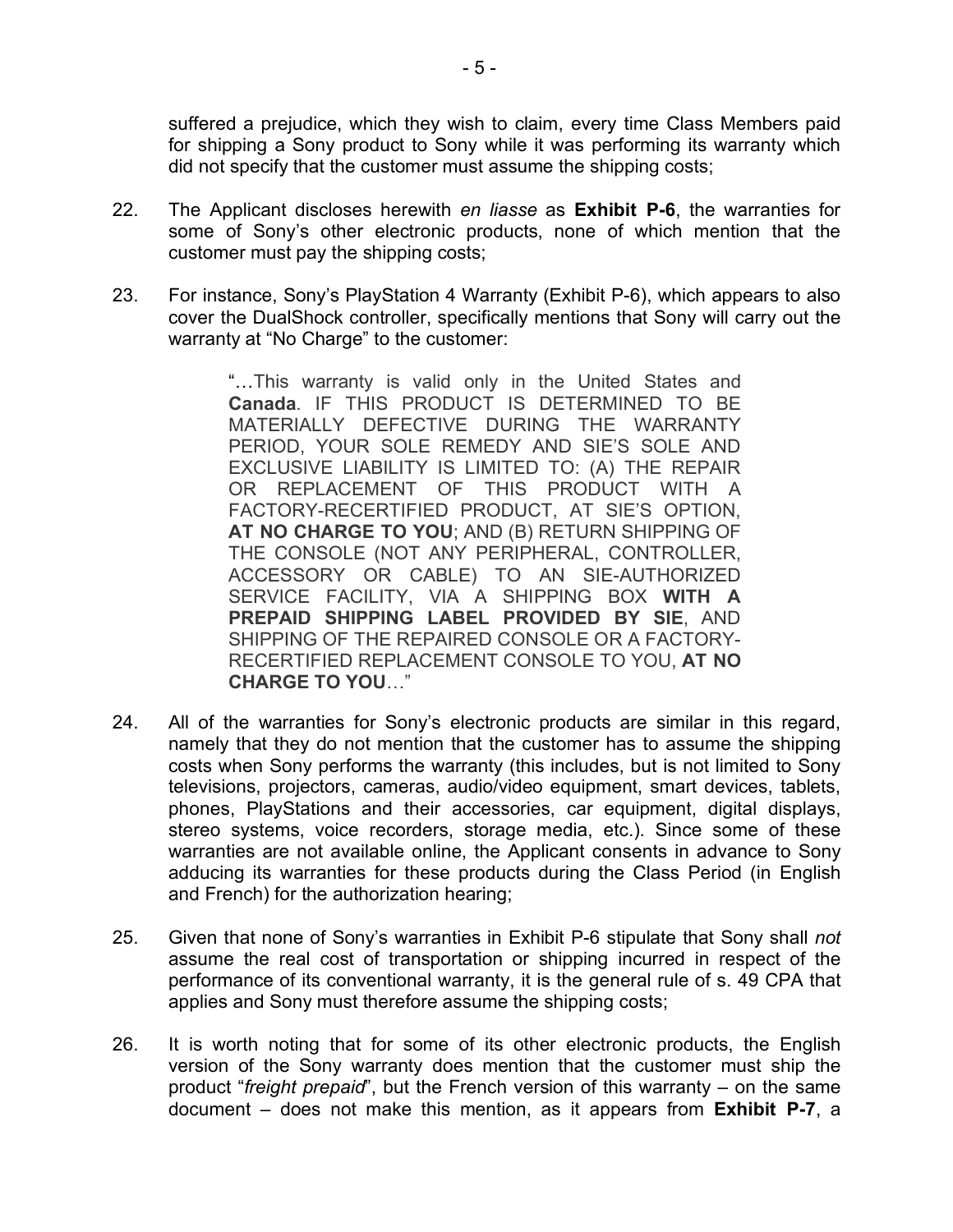suffered a prejudice, which they wish to claim, every time Class Members paid for shipping a Sony product to Sony while it was performing its warranty which did not specify that the customer must assume the shipping costs;

22. The Applicant discloses herewith *en liasse* as **Exhibit P-6**, the warranties for some of Sony's other electronic products, none of which mention that the customer must pay the shipping costs;

23. For instance, Sony's PlayStation 4 Warranty (Exhibit P-6), which appears to also cover the DualShock controller, specifically mentions that Sony will carry out the warranty at "No Charge" to the customer:

> "…This warranty is valid only in the United States and **Canada**. IF THIS PRODUCT IS DETERMINED TO BE MATERIALLY DEFECTIVE DURING THE WARRANTY PERIOD, YOUR SOLE REMEDY AND SIE'S SOLE AND EXCLUSIVE LIABILITY IS LIMITED TO: (A) THE REPAIR OR REPLACEMENT OF THIS PRODUCT WITH A FACTORY-RECERTIFIED PRODUCT, AT SIE'S OPTION, **AT NO CHARGE TO YOU**; AND (B) RETURN SHIPPING OF THE CONSOLE (NOT ANY PERIPHERAL, CONTROLLER, ACCESSORY OR CABLE) TO AN SIE-AUTHORIZED SERVICE FACILITY, VIA A SHIPPING BOX **WITH A PREPAID SHIPPING LABEL PROVIDED BY SIE**, AND SHIPPING OF THE REPAIRED CONSOLE OR A FACTORY-RECERTIFIED REPLACEMENT CONSOLE TO YOU, **AT NO CHARGE TO YOU**…"

24. All of the warranties for Sony's electronic products are similar in this regard, namely that they do not mention that the customer has to assume the shipping costs when Sony performs the warranty (this includes, but is not limited to Sony televisions, projectors, cameras, audio/video equipment, smart devices, tablets, phones, PlayStations and their accessories, car equipment, digital displays, stereo systems, voice recorders, storage media, etc.). Since some of these warranties are not available online, the Applicant consents in advance to Sony adducing its warranties for these products during the Class Period (in English and French) for the authorization hearing;

25. Given that none of Sony's warranties in Exhibit P-6 stipulate that Sony shall *not* assume the real cost of transportation or shipping incurred in respect of the performance of its conventional warranty, it is the general rule of s. 49 CPA that applies and Sony must therefore assume the shipping costs;

26. It is worth noting that for some of its other electronic products, the English version of the Sony warranty does mention that the customer must ship the product "*freight prepaid*", but the French version of this warranty – on the same document – does not make this mention, as it appears from **Exhibit P-7**, a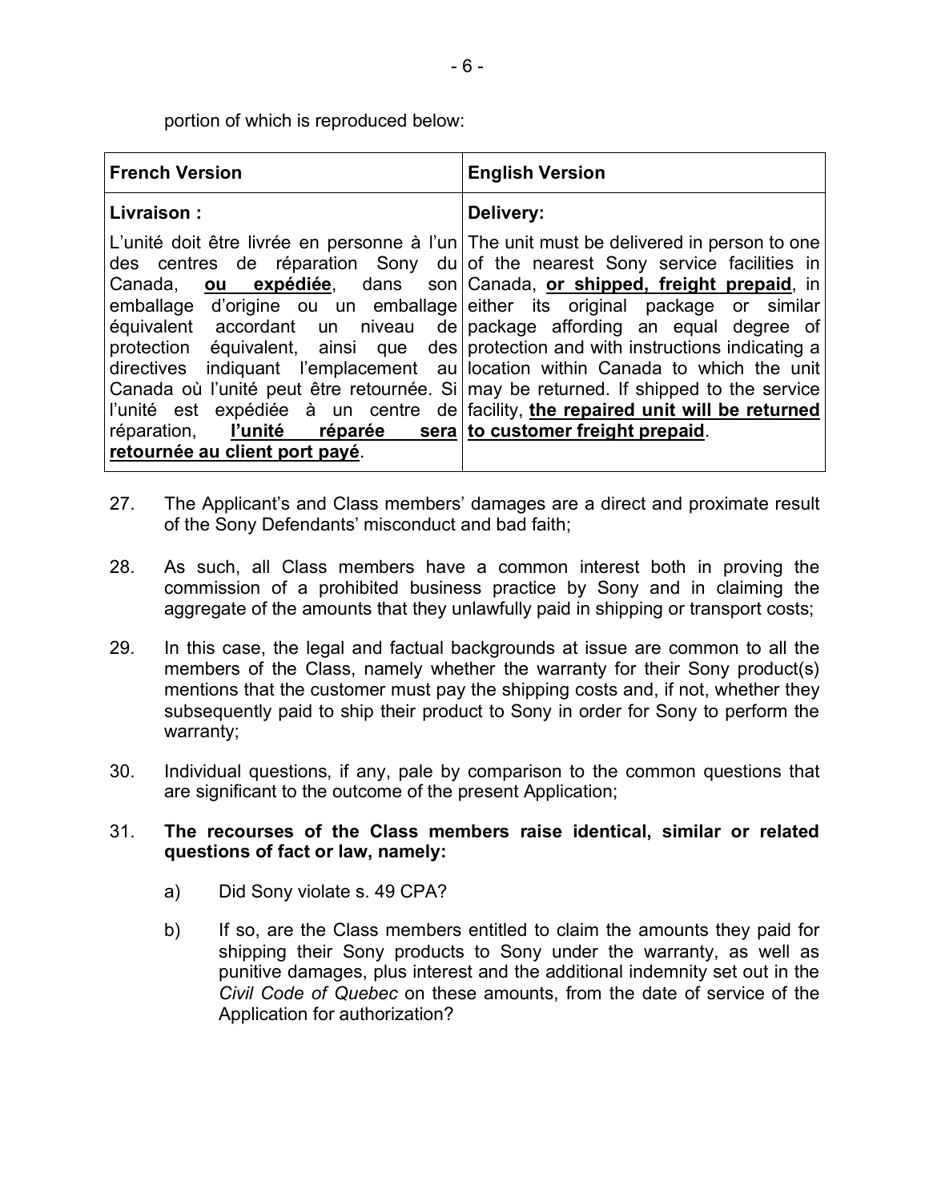portion of which is reproduced below:

| French Version | English Version |
|---|---|
| **Livraison :** | **Delivery:** |
| L'unité doit être livrée en personne à l'un des centres de réparation Sony du Canada, **<u>ou expédiée</u>**, dans son emballage d'origine ou un emballage équivalent accordant un niveau de protection équivalent, ainsi que des directives indiquant l'emplacement au Canada où l'unité peut être retournée. Si l'unité est expédiée à un centre de réparation, **<u>l'unité réparée sera retournée au client port payé</u>**. | The unit must be delivered in person to one of the nearest Sony service facilities in Canada, **<u>or shipped, freight prepaid</u>**, in either its original package or similar package affording an equal degree of protection and with instructions indicating a location within Canada to which the unit may be returned. If shipped to the service facility, **<u>the repaired unit will be returned to customer freight prepaid</u>**. |

27. The Applicant's and Class members' damages are a direct and proximate result of the Sony Defendants' misconduct and bad faith;

28. As such, all Class members have a common interest both in proving the commission of a prohibited business practice by Sony and in claiming the aggregate of the amounts that they unlawfully paid in shipping or transport costs;

29. In this case, the legal and factual backgrounds at issue are common to all the members of the Class, namely whether the warranty for their Sony product(s) mentions that the customer must pay the shipping costs and, if not, whether they subsequently paid to ship their product to Sony in order for Sony to perform the warranty;

30. Individual questions, if any, pale by comparison to the common questions that are significant to the outcome of the present Application;

31. **The recourses of the Class members raise identical, similar or related questions of fact or law, namely:**

    a) Did Sony violate s. 49 CPA?

    b) If so, are the Class members entitled to claim the amounts they paid for shipping their Sony products to Sony under the warranty, as well as punitive damages, plus interest and the additional indemnity set out in the *Civil Code of Quebec* on these amounts, from the date of service of the Application for authorization?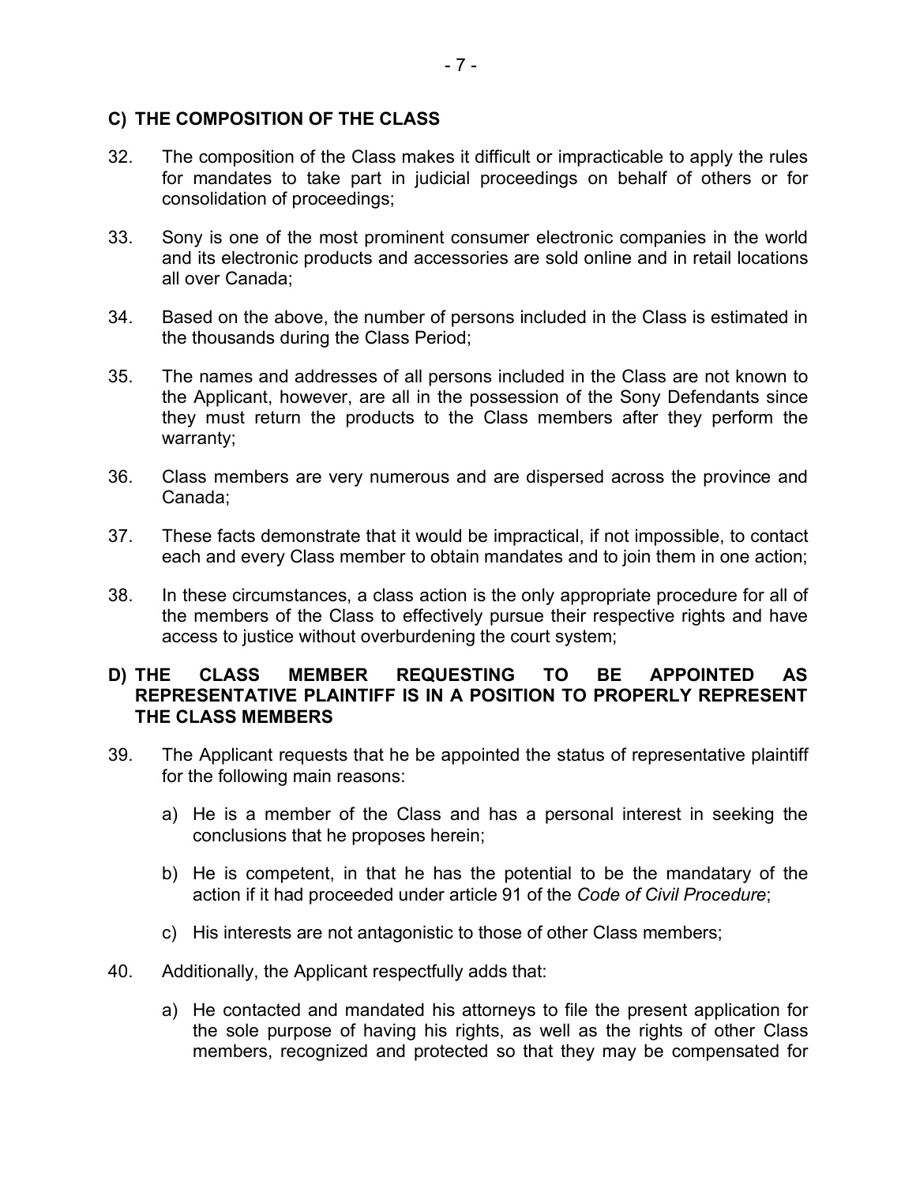## C) THE COMPOSITION OF THE CLASS

32. The composition of the Class makes it difficult or impracticable to apply the rules for mandates to take part in judicial proceedings on behalf of others or for consolidation of proceedings;

33. Sony is one of the most prominent consumer electronic companies in the world and its electronic products and accessories are sold online and in retail locations all over Canada;

34. Based on the above, the number of persons included in the Class is estimated in the thousands during the Class Period;

35. The names and addresses of all persons included in the Class are not known to the Applicant, however, are all in the possession of the Sony Defendants since they must return the products to the Class members after they perform the warranty;

36. Class members are very numerous and are dispersed across the province and Canada;

37. These facts demonstrate that it would be impractical, if not impossible, to contact each and every Class member to obtain mandates and to join them in one action;

38. In these circumstances, a class action is the only appropriate procedure for all of the members of the Class to effectively pursue their respective rights and have access to justice without overburdening the court system;

## D) THE CLASS MEMBER REQUESTING TO BE APPOINTED AS REPRESENTATIVE PLAINTIFF IS IN A POSITION TO PROPERLY REPRESENT THE CLASS MEMBERS

39. The Applicant requests that he be appointed the status of representative plaintiff for the following main reasons:

    a) He is a member of the Class and has a personal interest in seeking the conclusions that he proposes herein;

    b) He is competent, in that he has the potential to be the mandatary of the action if it had proceeded under article 91 of the *Code of Civil Procedure*;

    c) His interests are not antagonistic to those of other Class members;

40. Additionally, the Applicant respectfully adds that:

    a) He contacted and mandated his attorneys to file the present application for the sole purpose of having his rights, as well as the rights of other Class members, recognized and protected so that they may be compensated for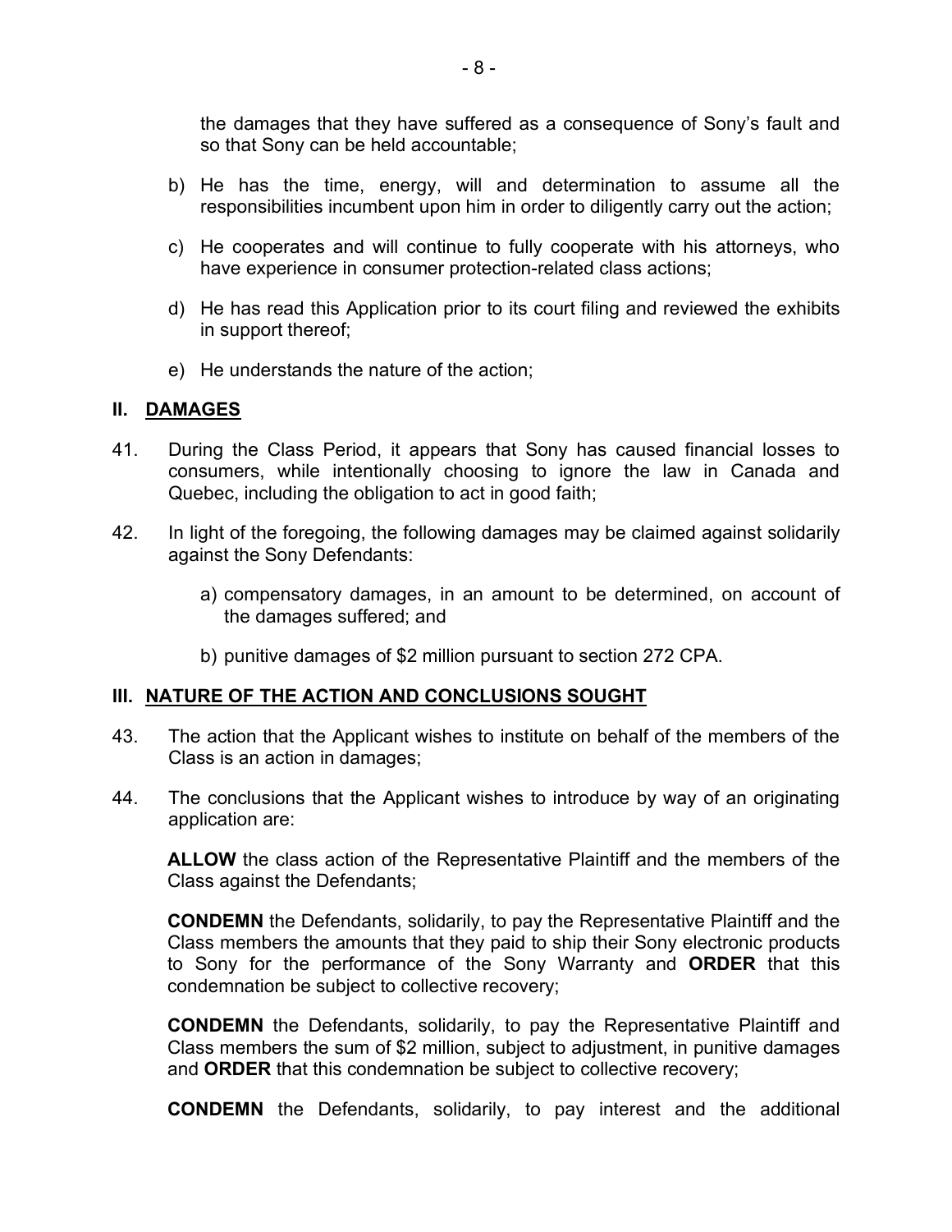the damages that they have suffered as a consequence of Sony's fault and so that Sony can be held accountable;

b) He has the time, energy, will and determination to assume all the responsibilities incumbent upon him in order to diligently carry out the action;

c) He cooperates and will continue to fully cooperate with his attorneys, who have experience in consumer protection-related class actions;

d) He has read this Application prior to its court filing and reviewed the exhibits in support thereof;

e) He understands the nature of the action;

## II. DAMAGES

41. During the Class Period, it appears that Sony has caused financial losses to consumers, while intentionally choosing to ignore the law in Canada and Quebec, including the obligation to act in good faith;

42. In light of the foregoing, the following damages may be claimed against solidarily against the Sony Defendants:

    a) compensatory damages, in an amount to be determined, on account of the damages suffered; and

    b) punitive damages of $2 million pursuant to section 272 CPA.

## III. NATURE OF THE ACTION AND CONCLUSIONS SOUGHT

43. The action that the Applicant wishes to institute on behalf of the members of the Class is an action in damages;

44. The conclusions that the Applicant wishes to introduce by way of an originating application are:

**ALLOW** the class action of the Representative Plaintiff and the members of the Class against the Defendants;

**CONDEMN** the Defendants, solidarily, to pay the Representative Plaintiff and the Class members the amounts that they paid to ship their Sony electronic products to Sony for the performance of the Sony Warranty and **ORDER** that this condemnation be subject to collective recovery;

**CONDEMN** the Defendants, solidarily, to pay the Representative Plaintiff and Class members the sum of $2 million, subject to adjustment, in punitive damages and **ORDER** that this condemnation be subject to collective recovery;

**CONDEMN** the Defendants, solidarily, to pay interest and the additional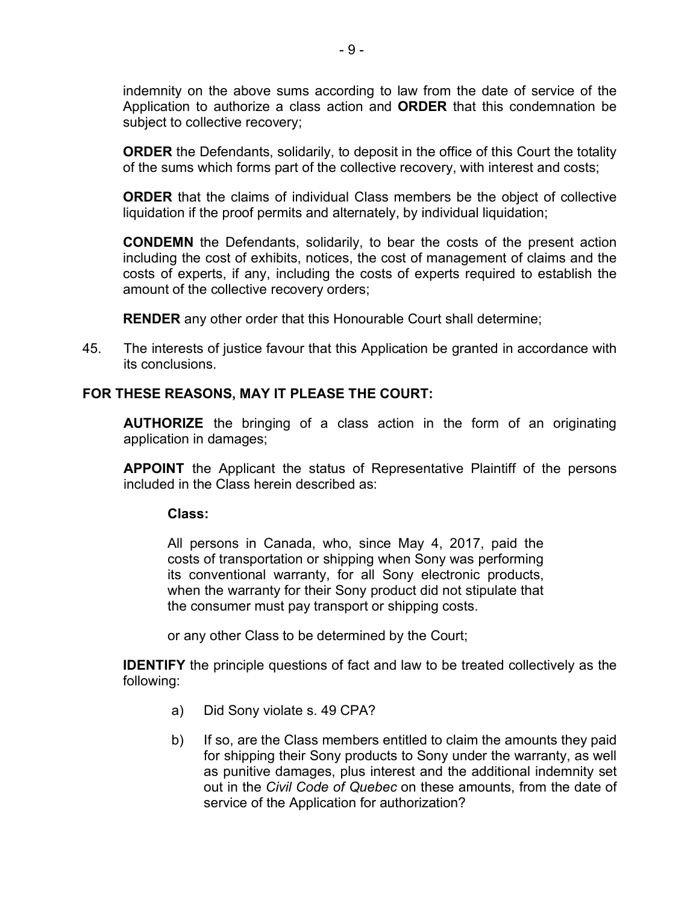indemnity on the above sums according to law from the date of service of the Application to authorize a class action and **ORDER** that this condemnation be subject to collective recovery;

**ORDER** the Defendants, solidarily, to deposit in the office of this Court the totality of the sums which forms part of the collective recovery, with interest and costs;

**ORDER** that the claims of individual Class members be the object of collective liquidation if the proof permits and alternately, by individual liquidation;

**CONDEMN** the Defendants, solidarily, to bear the costs of the present action including the cost of exhibits, notices, the cost of management of claims and the costs of experts, if any, including the costs of experts required to establish the amount of the collective recovery orders;

**RENDER** any other order that this Honourable Court shall determine;

45. The interests of justice favour that this Application be granted in accordance with its conclusions.

**FOR THESE REASONS, MAY IT PLEASE THE COURT:**

**AUTHORIZE** the bringing of a class action in the form of an originating application in damages;

**APPOINT** the Applicant the status of Representative Plaintiff of the persons included in the Class herein described as:

> **Class:**
>
> All persons in Canada, who, since May 4, 2017, paid the costs of transportation or shipping when Sony was performing its conventional warranty, for all Sony electronic products, when the warranty for their Sony product did not stipulate that the consumer must pay transport or shipping costs.
>
> or any other Class to be determined by the Court;

**IDENTIFY** the principle questions of fact and law to be treated collectively as the following:

a) Did Sony violate s. 49 CPA?

b) If so, are the Class members entitled to claim the amounts they paid for shipping their Sony products to Sony under the warranty, as well as punitive damages, plus interest and the additional indemnity set out in the *Civil Code of Quebec* on these amounts, from the date of service of the Application for authorization?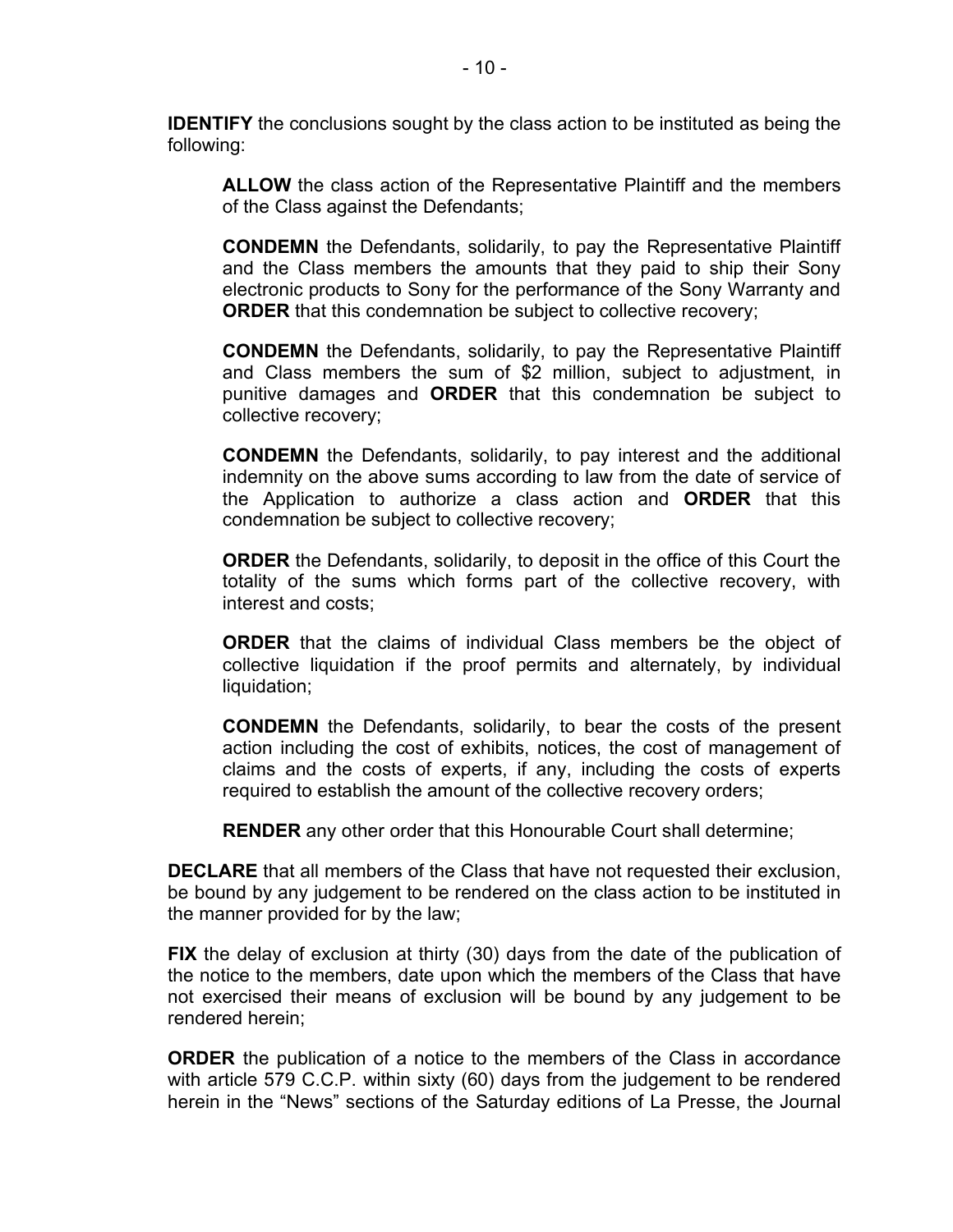**IDENTIFY** the conclusions sought by the class action to be instituted as being the following:

> **ALLOW** the class action of the Representative Plaintiff and the members of the Class against the Defendants;
>
> **CONDEMN** the Defendants, solidarily, to pay the Representative Plaintiff and the Class members the amounts that they paid to ship their Sony electronic products to Sony for the performance of the Sony Warranty and **ORDER** that this condemnation be subject to collective recovery;
>
> **CONDEMN** the Defendants, solidarily, to pay the Representative Plaintiff and Class members the sum of $2 million, subject to adjustment, in punitive damages and **ORDER** that this condemnation be subject to collective recovery;
>
> **CONDEMN** the Defendants, solidarily, to pay interest and the additional indemnity on the above sums according to law from the date of service of the Application to authorize a class action and **ORDER** that this condemnation be subject to collective recovery;
>
> **ORDER** the Defendants, solidarily, to deposit in the office of this Court the totality of the sums which forms part of the collective recovery, with interest and costs;
>
> **ORDER** that the claims of individual Class members be the object of collective liquidation if the proof permits and alternately, by individual liquidation;
>
> **CONDEMN** the Defendants, solidarily, to bear the costs of the present action including the cost of exhibits, notices, the cost of management of claims and the costs of experts, if any, including the costs of experts required to establish the amount of the collective recovery orders;
>
> **RENDER** any other order that this Honourable Court shall determine;

**DECLARE** that all members of the Class that have not requested their exclusion, be bound by any judgement to be rendered on the class action to be instituted in the manner provided for by the law;

**FIX** the delay of exclusion at thirty (30) days from the date of the publication of the notice to the members, date upon which the members of the Class that have not exercised their means of exclusion will be bound by any judgement to be rendered herein;

**ORDER** the publication of a notice to the members of the Class in accordance with article 579 C.C.P. within sixty (60) days from the judgement to be rendered herein in the "News" sections of the Saturday editions of La Presse, the Journal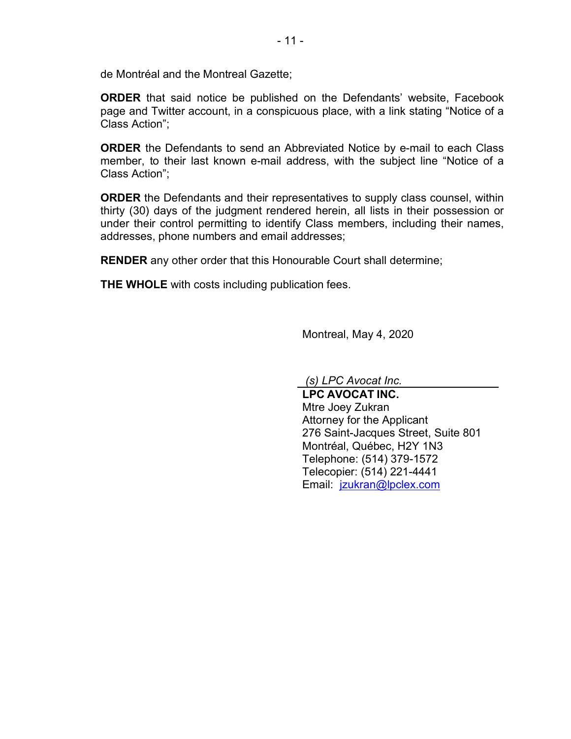de Montréal and the Montreal Gazette;

**ORDER** that said notice be published on the Defendants' website, Facebook page and Twitter account, in a conspicuous place, with a link stating "Notice of a Class Action";

**ORDER** the Defendants to send an Abbreviated Notice by e-mail to each Class member, to their last known e-mail address, with the subject line "Notice of a Class Action";

**ORDER** the Defendants and their representatives to supply class counsel, within thirty (30) days of the judgment rendered herein, all lists in their possession or under their control permitting to identify Class members, including their names, addresses, phone numbers and email addresses;

**RENDER** any other order that this Honourable Court shall determine;

**THE WHOLE** with costs including publication fees.

Montreal, May 4, 2020

*(s) LPC Avocat Inc.*

**LPC AVOCAT INC.**
Mtre Joey Zukran
Attorney for the Applicant
276 Saint-Jacques Street, Suite 801
Montréal, Québec, H2Y 1N3
Telephone: (514) 379-1572
Telecopier: (514) 221-4441
Email: jzukran@lpclex.com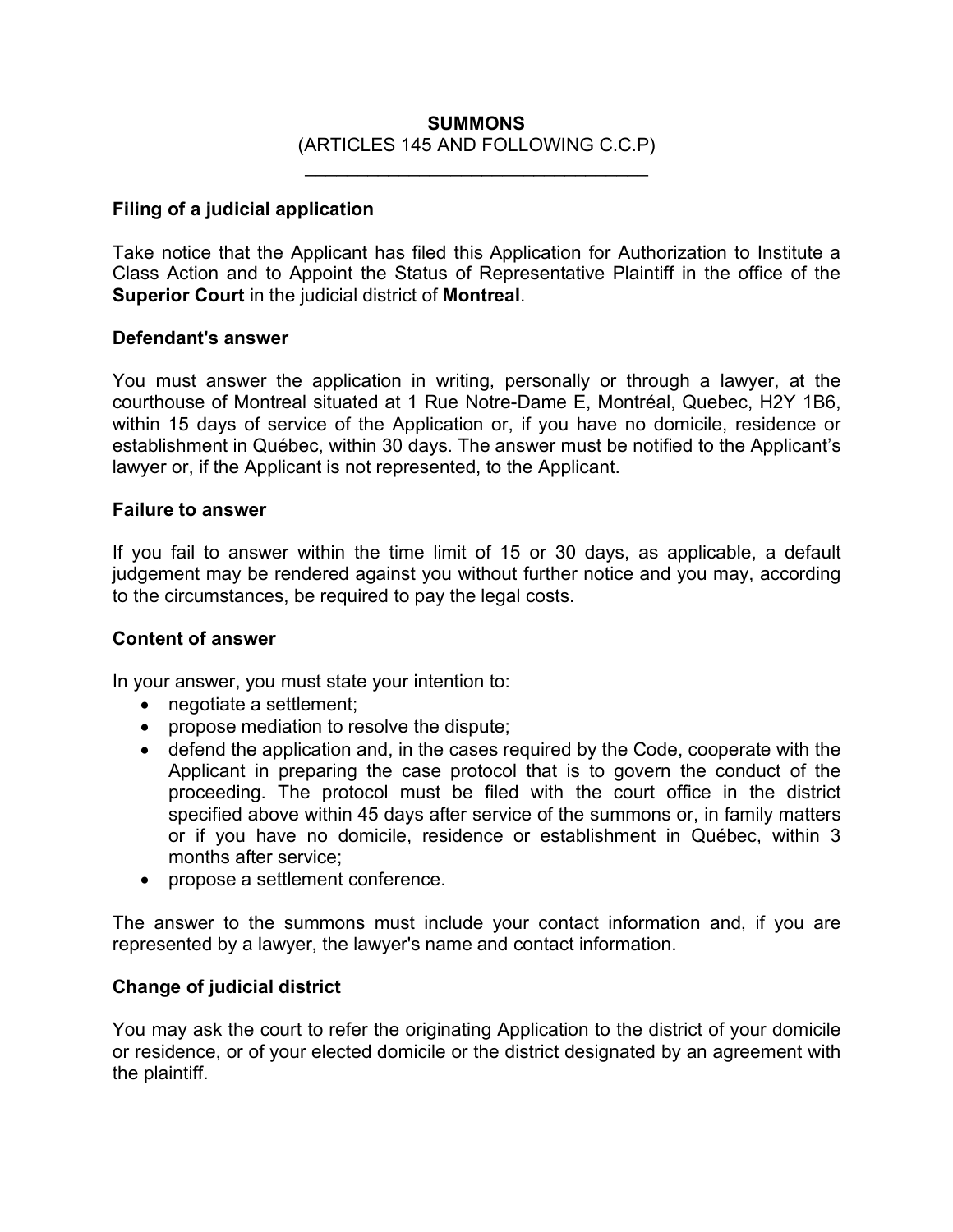# SUMMONS

(ARTICLES 145 AND FOLLOWING C.C.P)

---

**Filing of a judicial application**

Take notice that the Applicant has filed this Application for Authorization to Institute a Class Action and to Appoint the Status of Representative Plaintiff in the office of the **Superior Court** in the judicial district of **Montreal**.

**Defendant's answer**

You must answer the application in writing, personally or through a lawyer, at the courthouse of Montreal situated at 1 Rue Notre-Dame E, Montréal, Quebec, H2Y 1B6, within 15 days of service of the Application or, if you have no domicile, residence or establishment in Québec, within 30 days. The answer must be notified to the Applicant's lawyer or, if the Applicant is not represented, to the Applicant.

**Failure to answer**

If you fail to answer within the time limit of 15 or 30 days, as applicable, a default judgement may be rendered against you without further notice and you may, according to the circumstances, be required to pay the legal costs.

**Content of answer**

In your answer, you must state your intention to:

- negotiate a settlement;
- propose mediation to resolve the dispute;
- defend the application and, in the cases required by the Code, cooperate with the Applicant in preparing the case protocol that is to govern the conduct of the proceeding. The protocol must be filed with the court office in the district specified above within 45 days after service of the summons or, in family matters or if you have no domicile, residence or establishment in Québec, within 3 months after service;
- propose a settlement conference.

The answer to the summons must include your contact information and, if you are represented by a lawyer, the lawyer's name and contact information.

**Change of judicial district**

You may ask the court to refer the originating Application to the district of your domicile or residence, or of your elected domicile or the district designated by an agreement with the plaintiff.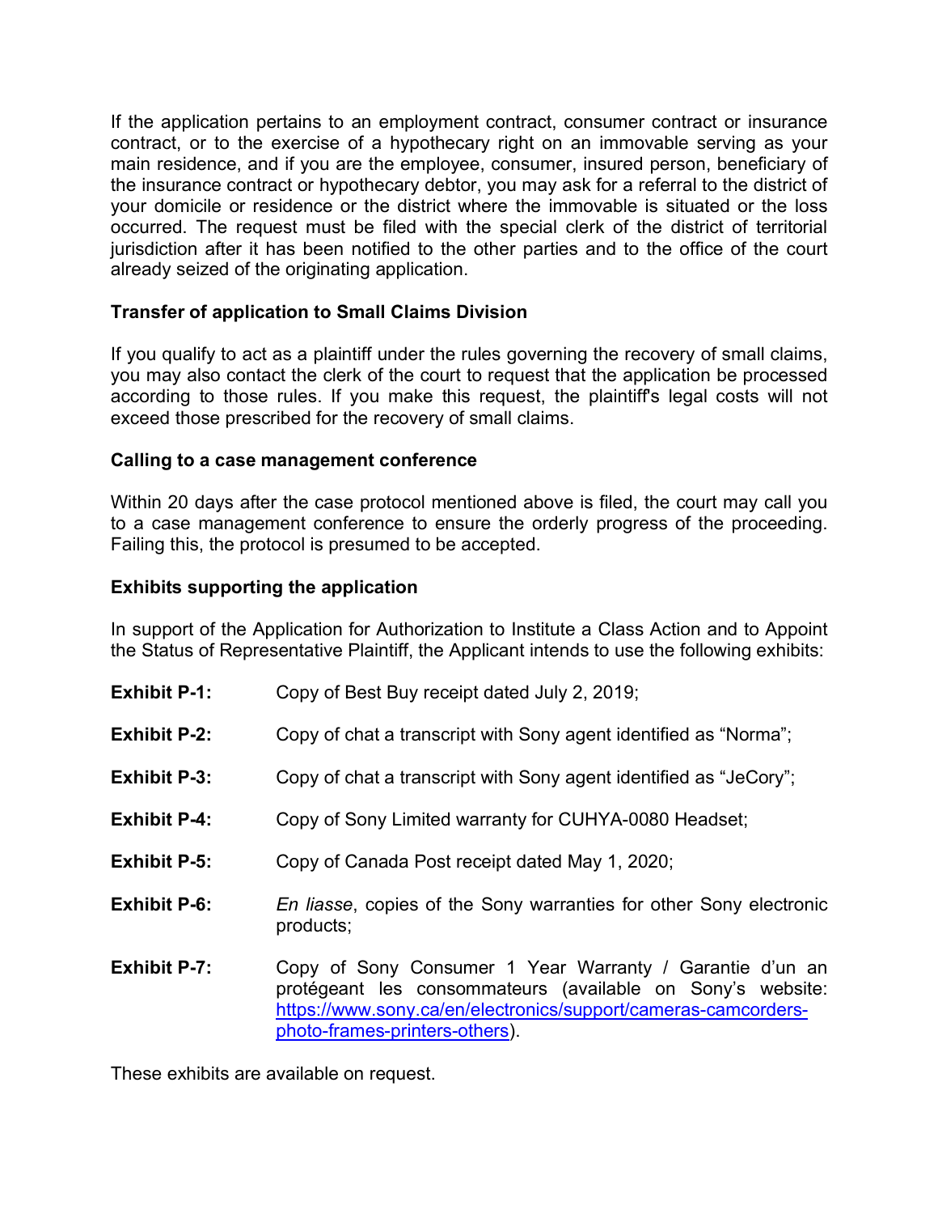If the application pertains to an employment contract, consumer contract or insurance contract, or to the exercise of a hypothecary right on an immovable serving as your main residence, and if you are the employee, consumer, insured person, beneficiary of the insurance contract or hypothecary debtor, you may ask for a referral to the district of your domicile or residence or the district where the immovable is situated or the loss occurred. The request must be filed with the special clerk of the district of territorial jurisdiction after it has been notified to the other parties and to the office of the court already seized of the originating application.

**Transfer of application to Small Claims Division**

If you qualify to act as a plaintiff under the rules governing the recovery of small claims, you may also contact the clerk of the court to request that the application be processed according to those rules. If you make this request, the plaintiff's legal costs will not exceed those prescribed for the recovery of small claims.

**Calling to a case management conference**

Within 20 days after the case protocol mentioned above is filed, the court may call you to a case management conference to ensure the orderly progress of the proceeding. Failing this, the protocol is presumed to be accepted.

**Exhibits supporting the application**

In support of the Application for Authorization to Institute a Class Action and to Appoint the Status of Representative Plaintiff, the Applicant intends to use the following exhibits:

**Exhibit P-1:** Copy of Best Buy receipt dated July 2, 2019;

**Exhibit P-2:** Copy of chat a transcript with Sony agent identified as "Norma";

**Exhibit P-3:** Copy of chat a transcript with Sony agent identified as "JeCory";

**Exhibit P-4:** Copy of Sony Limited warranty for CUHYA-0080 Headset;

**Exhibit P-5:** Copy of Canada Post receipt dated May 1, 2020;

**Exhibit P-6:** *En liasse*, copies of the Sony warranties for other Sony electronic products;

**Exhibit P-7:** Copy of Sony Consumer 1 Year Warranty / Garantie d'un an protégeant les consommateurs (available on Sony's website: https://www.sony.ca/en/electronics/support/cameras-camcorders-photo-frames-printers-others).

These exhibits are available on request.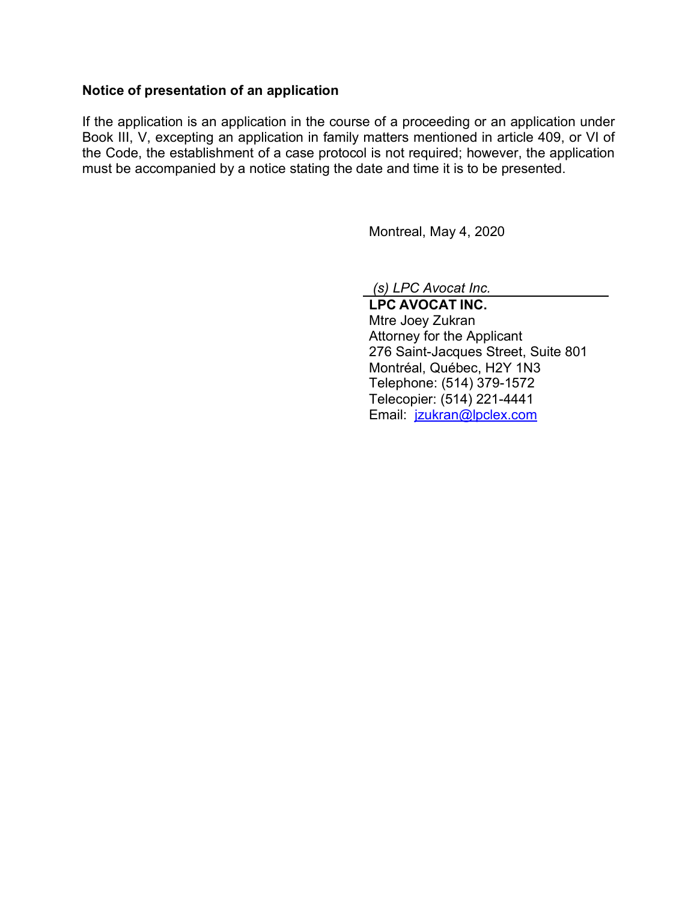**Notice of presentation of an application**

If the application is an application in the course of a proceeding or an application under Book III, V, excepting an application in family matters mentioned in article 409, or VI of the Code, the establishment of a case protocol is not required; however, the application must be accompanied by a notice stating the date and time it is to be presented.

Montreal, May 4, 2020

*(s) LPC Avocat Inc.*

**LPC AVOCAT INC.**
Mtre Joey Zukran
Attorney for the Applicant
276 Saint-Jacques Street, Suite 801
Montréal, Québec, H2Y 1N3
Telephone: (514) 379-1572
Telecopier: (514) 221-4441
Email: jzukran@lpclex.com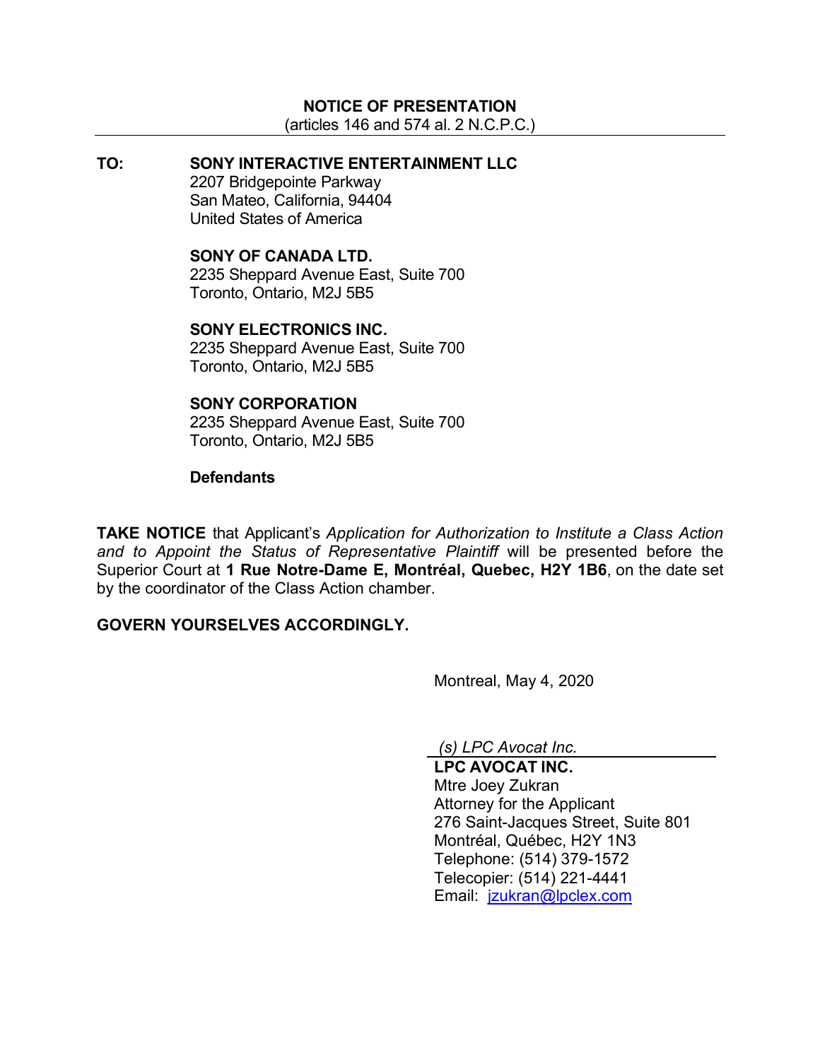**NOTICE OF PRESENTATION**
(articles 146 and 574 al. 2 N.C.P.C.)

---

**TO:** **SONY INTERACTIVE ENTERTAINMENT LLC**
2207 Bridgepointe Parkway
San Mateo, California, 94404
United States of America

**SONY OF CANADA LTD.**
2235 Sheppard Avenue East, Suite 700
Toronto, Ontario, M2J 5B5

**SONY ELECTRONICS INC.**
2235 Sheppard Avenue East, Suite 700
Toronto, Ontario, M2J 5B5

**SONY CORPORATION**
2235 Sheppard Avenue East, Suite 700
Toronto, Ontario, M2J 5B5

**Defendants**

**TAKE NOTICE** that Applicant's *Application for Authorization to Institute a Class Action and to Appoint the Status of Representative Plaintiff* will be presented before the Superior Court at **1 Rue Notre-Dame E, Montréal, Quebec, H2Y 1B6**, on the date set by the coordinator of the Class Action chamber.

**GOVERN YOURSELVES ACCORDINGLY.**

Montreal, May 4, 2020

*(s) LPC Avocat Inc.*

**LPC AVOCAT INC.**
Mtre Joey Zukran
Attorney for the Applicant
276 Saint-Jacques Street, Suite 801
Montréal, Québec, H2Y 1N3
Telephone: (514) 379-1572
Telecopier: (514) 221-4441
Email: jzukran@lpclex.com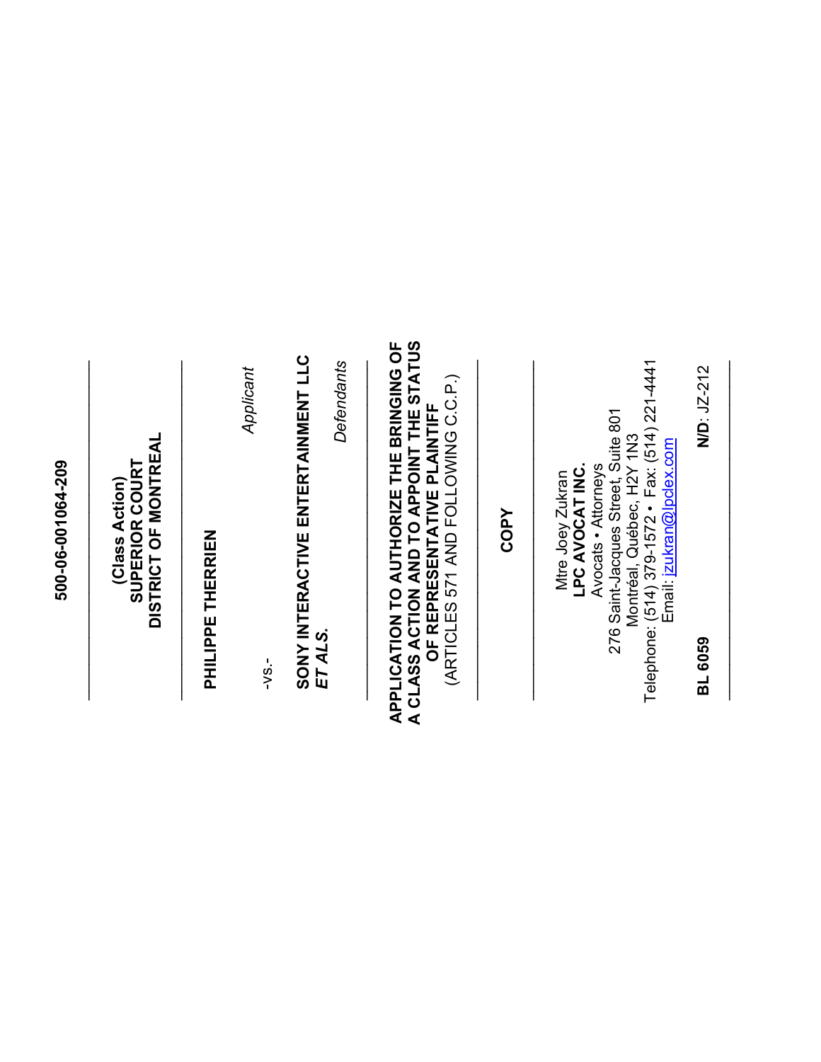**500-06-001064-209**

**(Class Action)**
**SUPERIOR COURT**
**DISTRICT OF MONTREAL**

**PHILIPPE THERRIEN**

*Applicant*

-vs.-

**SONY INTERACTIVE ENTERTAINMENT LLC *ET ALS.***

*Defendants*

**APPLICATION TO AUTHORIZE THE BRINGING OF A CLASS ACTION AND TO APPOINT THE STATUS OF REPRESENTATIVE PLAINTIFF**
(ARTICLES 571 AND FOLLOWING C.C.P.)

**COPY**

Mtre Joey Zukran
**LPC AVOCAT INC.**
Avocats • Attorneys
276 Saint-Jacques Street, Suite 801
Montréal, Québec, H2Y 1N3
Telephone: (514) 379-1572 • Fax: (514) 221-4441
Email: jzukran@lpclex.com

**BL 6059** **N/D**: JZ-212